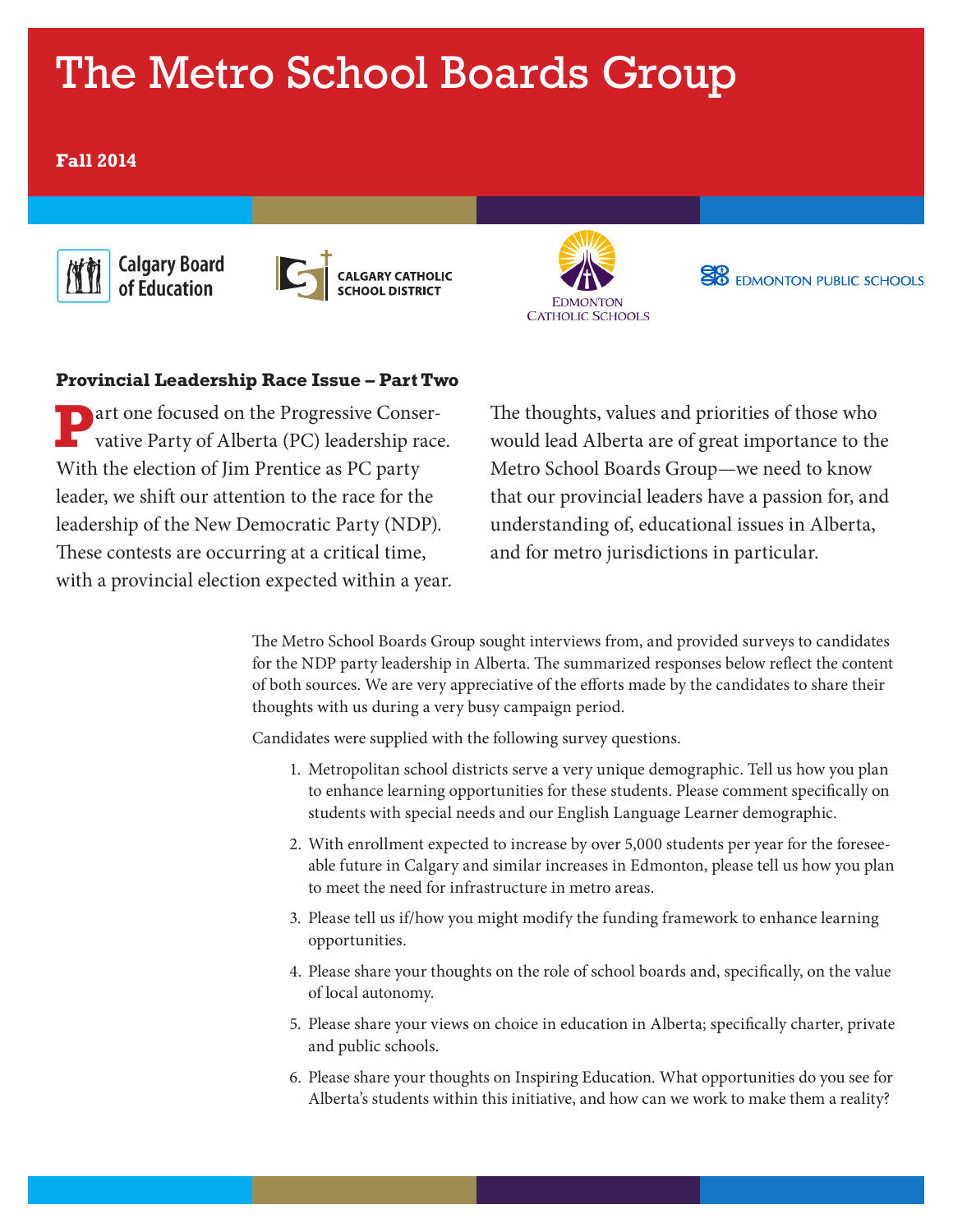# The Metro School Boards Group

**Fall 2014**

Calgary Board of Education | Calgary Catholic School District | Edmonton Catholic Schools | Edmonton Public Schools

### Provincial Leadership Race Issue – Part Two

Part one focused on the Progressive Conservative Party of Alberta (PC) leadership race. With the election of Jim Prentice as PC party leader, we shift our attention to the race for the leadership of the New Democratic Party (NDP). These contests are occurring at a critical time, with a provincial election expected within a year.

The thoughts, values and priorities of those who would lead Alberta are of great importance to the Metro School Boards Group—we need to know that our provincial leaders have a passion for, and understanding of, educational issues in Alberta, and for metro jurisdictions in particular.

The Metro School Boards Group sought interviews from, and provided surveys to candidates for the NDP party leadership in Alberta. The summarized responses below reflect the content of both sources. We are very appreciative of the efforts made by the candidates to share their thoughts with us during a very busy campaign period.

Candidates were supplied with the following survey questions.

1. Metropolitan school districts serve a very unique demographic. Tell us how you plan to enhance learning opportunities for these students. Please comment specifically on students with special needs and our English Language Learner demographic.
2. With enrollment expected to increase by over 5,000 students per year for the foreseeable future in Calgary and similar increases in Edmonton, please tell us how you plan to meet the need for infrastructure in metro areas.
3. Please tell us if/how you might modify the funding framework to enhance learning opportunities.
4. Please share your thoughts on the role of school boards and, specifically, on the value of local autonomy.
5. Please share your views on choice in education in Alberta; specifically charter, private and public schools.
6. Please share your thoughts on Inspiring Education. What opportunities do you see for Alberta's students within this initiative, and how can we work to make them a reality?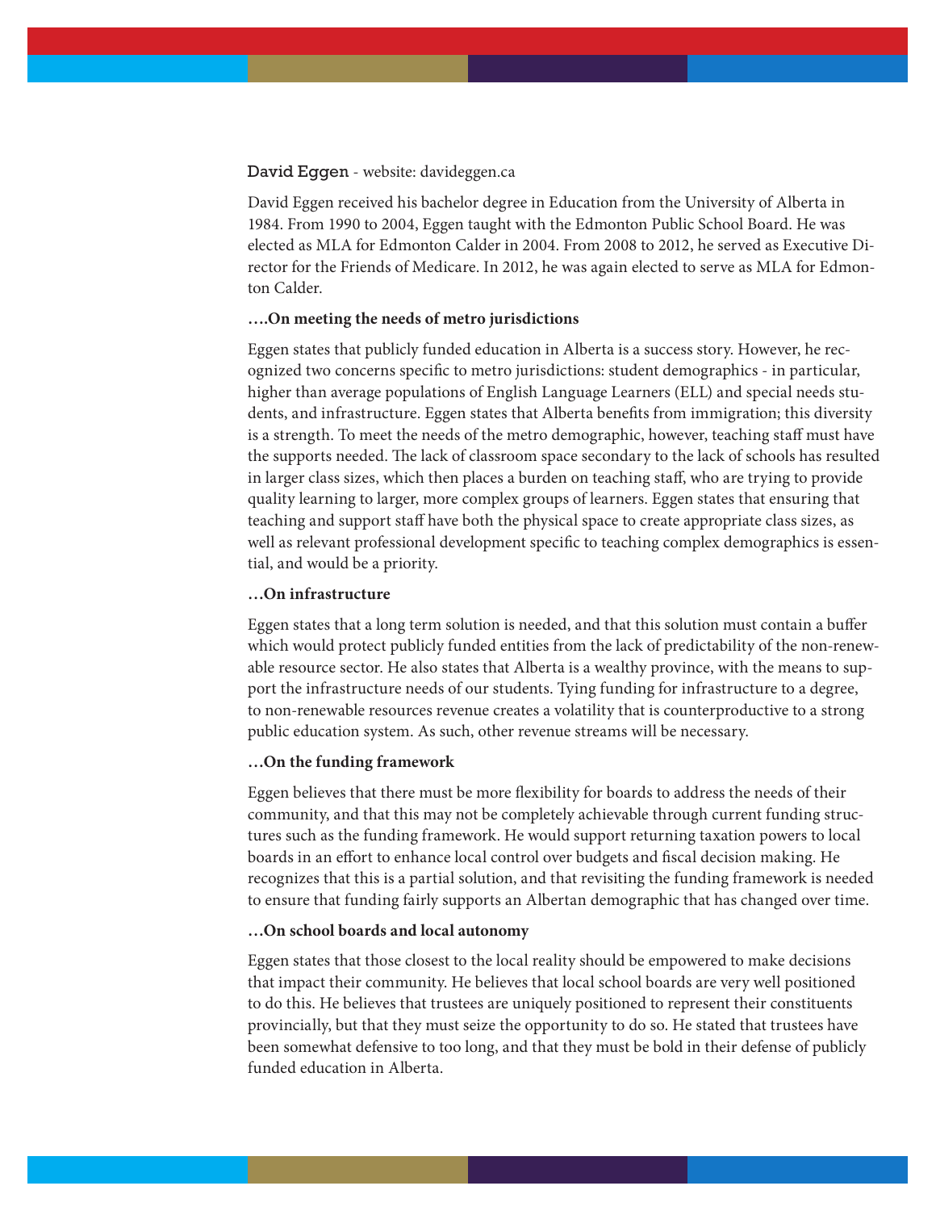David Eggen - website: davideggen.ca

David Eggen received his bachelor degree in Education from the University of Alberta in 1984. From 1990 to 2004, Eggen taught with the Edmonton Public School Board. He was elected as MLA for Edmonton Calder in 2004. From 2008 to 2012, he served as Executive Director for the Friends of Medicare. In 2012, he was again elected to serve as MLA for Edmonton Calder.

**….On meeting the needs of metro jurisdictions**

Eggen states that publicly funded education in Alberta is a success story. However, he recognized two concerns specific to metro jurisdictions: student demographics - in particular, higher than average populations of English Language Learners (ELL) and special needs students, and infrastructure. Eggen states that Alberta benefits from immigration; this diversity is a strength. To meet the needs of the metro demographic, however, teaching staff must have the supports needed. The lack of classroom space secondary to the lack of schools has resulted in larger class sizes, which then places a burden on teaching staff, who are trying to provide quality learning to larger, more complex groups of learners. Eggen states that ensuring that teaching and support staff have both the physical space to create appropriate class sizes, as well as relevant professional development specific to teaching complex demographics is essential, and would be a priority.

**…On infrastructure**

Eggen states that a long term solution is needed, and that this solution must contain a buffer which would protect publicly funded entities from the lack of predictability of the non-renewable resource sector. He also states that Alberta is a wealthy province, with the means to support the infrastructure needs of our students. Tying funding for infrastructure to a degree, to non-renewable resources revenue creates a volatility that is counterproductive to a strong public education system. As such, other revenue streams will be necessary.

**…On the funding framework**

Eggen believes that there must be more flexibility for boards to address the needs of their community, and that this may not be completely achievable through current funding structures such as the funding framework. He would support returning taxation powers to local boards in an effort to enhance local control over budgets and fiscal decision making. He recognizes that this is a partial solution, and that revisiting the funding framework is needed to ensure that funding fairly supports an Albertan demographic that has changed over time.

**…On school boards and local autonomy**

Eggen states that those closest to the local reality should be empowered to make decisions that impact their community. He believes that local school boards are very well positioned to do this. He believes that trustees are uniquely positioned to represent their constituents provincially, but that they must seize the opportunity to do so. He stated that trustees have been somewhat defensive to too long, and that they must be bold in their defense of publicly funded education in Alberta.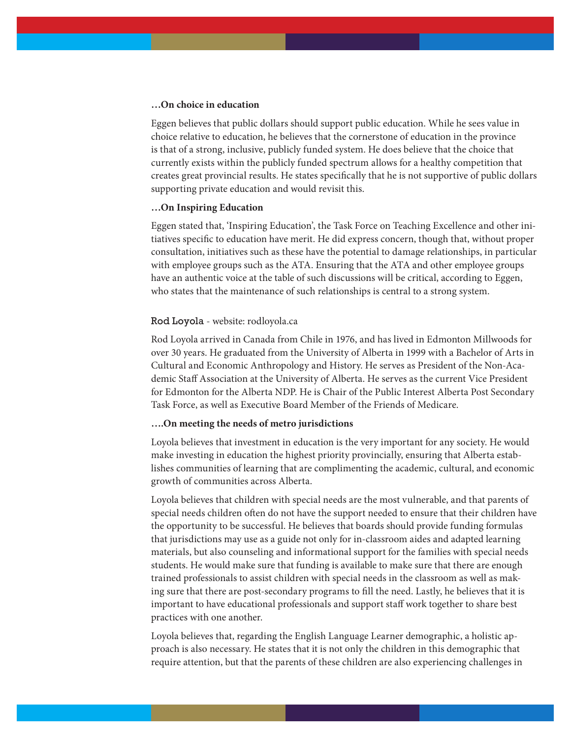**…On choice in education**

Eggen believes that public dollars should support public education. While he sees value in choice relative to education, he believes that the cornerstone of education in the province is that of a strong, inclusive, publicly funded system. He does believe that the choice that currently exists within the publicly funded spectrum allows for a healthy competition that creates great provincial results. He states specifically that he is not supportive of public dollars supporting private education and would revisit this.

**…On Inspiring Education**

Eggen stated that, 'Inspiring Education', the Task Force on Teaching Excellence and other initiatives specific to education have merit. He did express concern, though that, without proper consultation, initiatives such as these have the potential to damage relationships, in particular with employee groups such as the ATA. Ensuring that the ATA and other employee groups have an authentic voice at the table of such discussions will be critical, according to Eggen, who states that the maintenance of such relationships is central to a strong system.

### Rod Loyola - website: rodloyola.ca

Rod Loyola arrived in Canada from Chile in 1976, and has lived in Edmonton Millwoods for over 30 years. He graduated from the University of Alberta in 1999 with a Bachelor of Arts in Cultural and Economic Anthropology and History. He serves as President of the Non-Academic Staff Association at the University of Alberta. He serves as the current Vice President for Edmonton for the Alberta NDP. He is Chair of the Public Interest Alberta Post Secondary Task Force, as well as Executive Board Member of the Friends of Medicare.

**….On meeting the needs of metro jurisdictions**

Loyola believes that investment in education is the very important for any society. He would make investing in education the highest priority provincially, ensuring that Alberta establishes communities of learning that are complimenting the academic, cultural, and economic growth of communities across Alberta.

Loyola believes that children with special needs are the most vulnerable, and that parents of special needs children often do not have the support needed to ensure that their children have the opportunity to be successful. He believes that boards should provide funding formulas that jurisdictions may use as a guide not only for in-classroom aides and adapted learning materials, but also counseling and informational support for the families with special needs students. He would make sure that funding is available to make sure that there are enough trained professionals to assist children with special needs in the classroom as well as making sure that there are post-secondary programs to fill the need. Lastly, he believes that it is important to have educational professionals and support staff work together to share best practices with one another.

Loyola believes that, regarding the English Language Learner demographic, a holistic approach is also necessary. He states that it is not only the children in this demographic that require attention, but that the parents of these children are also experiencing challenges in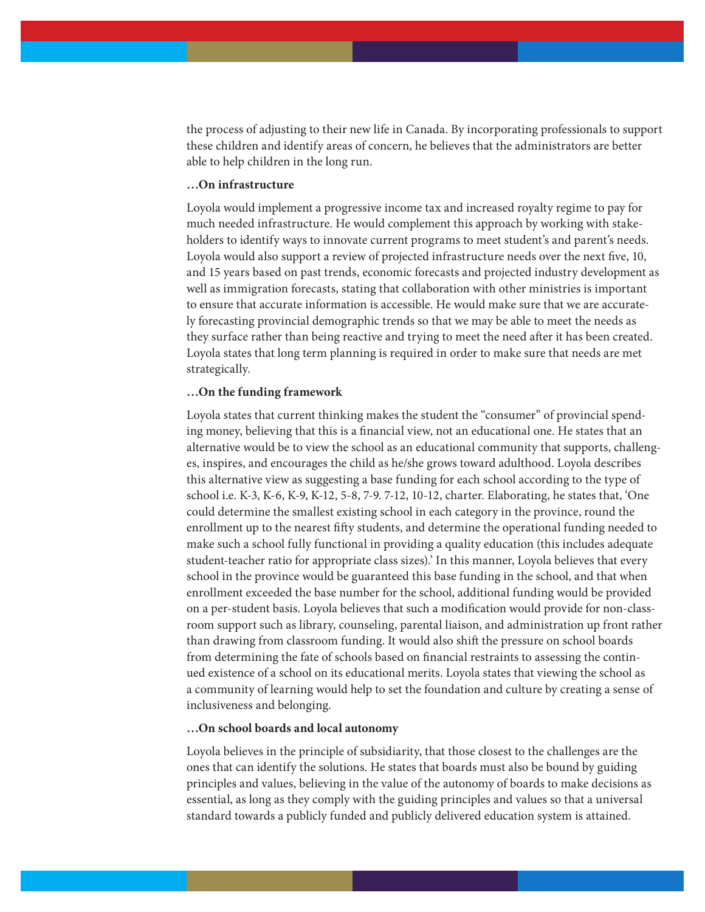the process of adjusting to their new life in Canada. By incorporating professionals to support these children and identify areas of concern, he believes that the administrators are better able to help children in the long run.

**…On infrastructure**

Loyola would implement a progressive income tax and increased royalty regime to pay for much needed infrastructure. He would complement this approach by working with stakeholders to identify ways to innovate current programs to meet student's and parent's needs. Loyola would also support a review of projected infrastructure needs over the next five, 10, and 15 years based on past trends, economic forecasts and projected industry development as well as immigration forecasts, stating that collaboration with other ministries is important to ensure that accurate information is accessible. He would make sure that we are accurately forecasting provincial demographic trends so that we may be able to meet the needs as they surface rather than being reactive and trying to meet the need after it has been created. Loyola states that long term planning is required in order to make sure that needs are met strategically.

**…On the funding framework**

Loyola states that current thinking makes the student the "consumer" of provincial spending money, believing that this is a financial view, not an educational one. He states that an alternative would be to view the school as an educational community that supports, challenges, inspires, and encourages the child as he/she grows toward adulthood. Loyola describes this alternative view as suggesting a base funding for each school according to the type of school i.e. K-3, K-6, K-9, K-12, 5-8, 7-9. 7-12, 10-12, charter. Elaborating, he states that, 'One could determine the smallest existing school in each category in the province, round the enrollment up to the nearest fifty students, and determine the operational funding needed to make such a school fully functional in providing a quality education (this includes adequate student-teacher ratio for appropriate class sizes).' In this manner, Loyola believes that every school in the province would be guaranteed this base funding in the school, and that when enrollment exceeded the base number for the school, additional funding would be provided on a per-student basis. Loyola believes that such a modification would provide for non-classroom support such as library, counseling, parental liaison, and administration up front rather than drawing from classroom funding. It would also shift the pressure on school boards from determining the fate of schools based on financial restraints to assessing the continued existence of a school on its educational merits. Loyola states that viewing the school as a community of learning would help to set the foundation and culture by creating a sense of inclusiveness and belonging.

**…On school boards and local autonomy**

Loyola believes in the principle of subsidiarity, that those closest to the challenges are the ones that can identify the solutions. He states that boards must also be bound by guiding principles and values, believing in the value of the autonomy of boards to make decisions as essential, as long as they comply with the guiding principles and values so that a universal standard towards a publicly funded and publicly delivered education system is attained.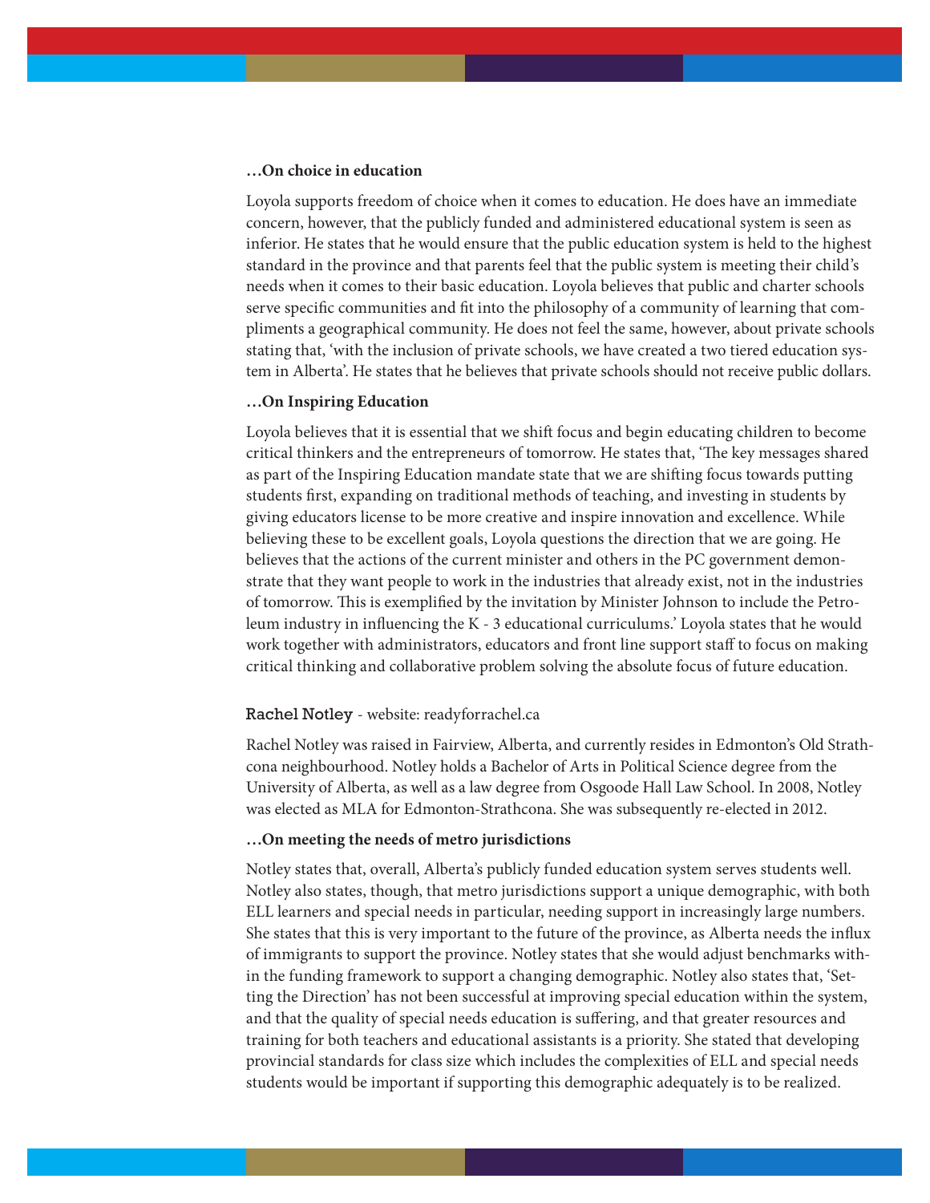**…On choice in education**

Loyola supports freedom of choice when it comes to education. He does have an immediate concern, however, that the publicly funded and administered educational system is seen as inferior. He states that he would ensure that the public education system is held to the highest standard in the province and that parents feel that the public system is meeting their child's needs when it comes to their basic education. Loyola believes that public and charter schools serve specific communities and fit into the philosophy of a community of learning that compliments a geographical community. He does not feel the same, however, about private schools stating that, 'with the inclusion of private schools, we have created a two tiered education system in Alberta'. He states that he believes that private schools should not receive public dollars.

**…On Inspiring Education**

Loyola believes that it is essential that we shift focus and begin educating children to become critical thinkers and the entrepeneurs of tomorrow. He states that, 'The key messages shared as part of the Inspiring Education mandate state that we are shifting focus towards putting students first, expanding on traditional methods of teaching, and investing in students by giving educators license to be more creative and inspire innovation and excellence. While believing these to be excellent goals, Loyola questions the direction that we are going. He believes that the actions of the current minister and others in the PC government demonstrate that they want people to work in the industries that already exist, not in the industries of tomorrow. This is exemplified by the invitation by Minister Johnson to include the Petroleum industry in influencing the K - 3 educational curriculums.' Loyola states that he would work together with administrators, educators and front line support staff to focus on making critical thinking and collaborative problem solving the absolute focus of future education.

### Rachel Notley - website: readyforrachel.ca

Rachel Notley was raised in Fairview, Alberta, and currently resides in Edmonton's Old Strathcona neighbourhood. Notley holds a Bachelor of Arts in Political Science degree from the University of Alberta, as well as a law degree from Osgoode Hall Law School. In 2008, Notley was elected as MLA for Edmonton-Strathcona. She was subsequently re-elected in 2012.

**…On meeting the needs of metro jurisdictions**

Notley states that, overall, Alberta's publicly funded education system serves students well. Notley also states, though, that metro jurisdictions support a unique demographic, with both ELL learners and special needs in particular, needing support in increasingly large numbers. She states that this is very important to the future of the province, as Alberta needs the influx of immigrants to support the province. Notley states that she would adjust benchmarks within the funding framework to support a changing demographic. Notley also states that, 'Setting the Direction' has not been successful at improving special education within the system, and that the quality of special needs education is suffering, and that greater resources and training for both teachers and educational assistants is a priority. She stated that developing provincial standards for class size which includes the complexities of ELL and special needs students would be important if supporting this demographic adequately is to be realized.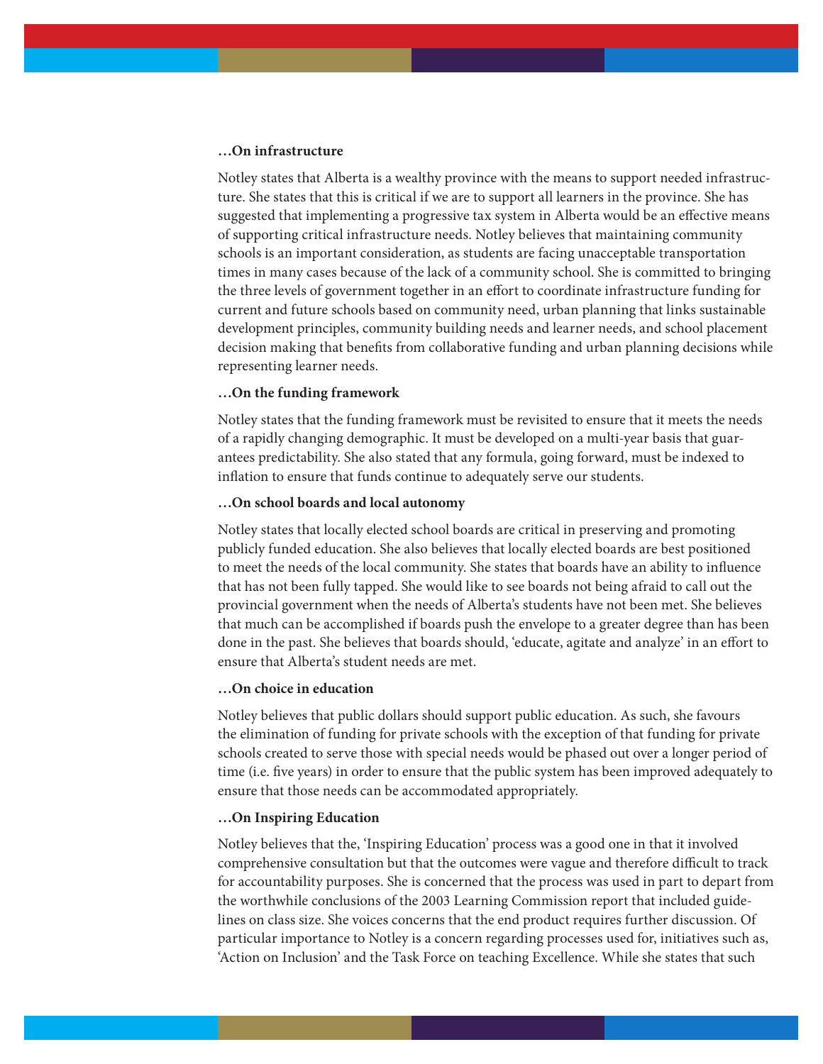**…On infrastructure**

Notley states that Alberta is a wealthy province with the means to support needed infrastructure. She states that this is critical if we are to support all learners in the province. She has suggested that implementing a progressive tax system in Alberta would be an effective means of supporting critical infrastructure needs. Notley believes that maintaining community schools is an important consideration, as students are facing unacceptable transportation times in many cases because of the lack of a community school. She is committed to bringing the three levels of government together in an effort to coordinate infrastructure funding for current and future schools based on community need, urban planning that links sustainable development principles, community building needs and learner needs, and school placement decision making that benefits from collaborative funding and urban planning decisions while representing learner needs.

**…On the funding framework**

Notley states that the funding framework must be revisited to ensure that it meets the needs of a rapidly changing demographic. It must be developed on a multi-year basis that guarantees predictability. She also stated that any formula, going forward, must be indexed to inflation to ensure that funds continue to adequately serve our students.

**…On school boards and local autonomy**

Notley states that locally elected school boards are critical in preserving and promoting publicly funded education. She also believes that locally elected boards are best positioned to meet the needs of the local community. She states that boards have an ability to influence that has not been fully tapped. She would like to see boards not being afraid to call out the provincial government when the needs of Alberta's students have not been met. She believes that much can be accomplished if boards push the envelope to a greater degree than has been done in the past. She believes that boards should, 'educate, agitate and analyze' in an effort to ensure that Alberta's student needs are met.

**…On choice in education**

Notley believes that public dollars should support public education. As such, she favours the elimination of funding for private schools with the exception of that funding for private schools created to serve those with special needs would be phased out over a longer period of time (i.e. five years) in order to ensure that the public system has been improved adequately to ensure that those needs can be accommodated appropriately.

**…On Inspiring Education**

Notley believes that the, 'Inspiring Education' process was a good one in that it involved comprehensive consultation but that the outcomes were vague and therefore difficult to track for accountability purposes. She is concerned that the process was used in part to depart from the worthwhile conclusions of the 2003 Learning Commission report that included guidelines on class size. She voices concerns that the end product requires further discussion. Of particular importance to Notley is a concern regarding processes used for, initiatives such as, 'Action on Inclusion' and the Task Force on teaching Excellence. While she states that such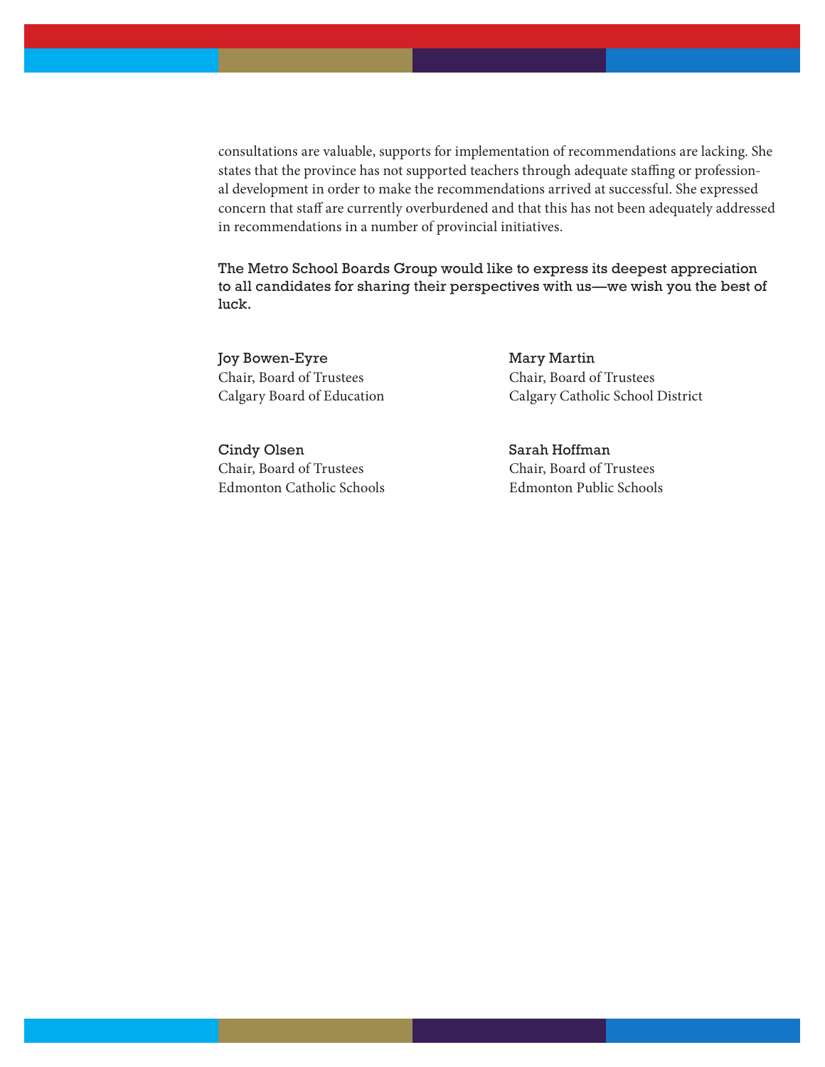consultations are valuable, supports for implementation of recommendations are lacking. She states that the province has not supported teachers through adequate staffing or professional development in order to make the recommendations arrived at successful. She expressed concern that staff are currently overburdened and that this has not been adequately addressed in recommendations in a number of provincial initiatives.

**The Metro School Boards Group would like to express its deepest appreciation to all candidates for sharing their perspectives with us—we wish you the best of luck.**

Joy Bowen-Eyre
Chair, Board of Trustees
Calgary Board of Education

Mary Martin
Chair, Board of Trustees
Calgary Catholic School District

Cindy Olsen
Chair, Board of Trustees
Edmonton Catholic Schools

Sarah Hoffman
Chair, Board of Trustees
Edmonton Public Schools